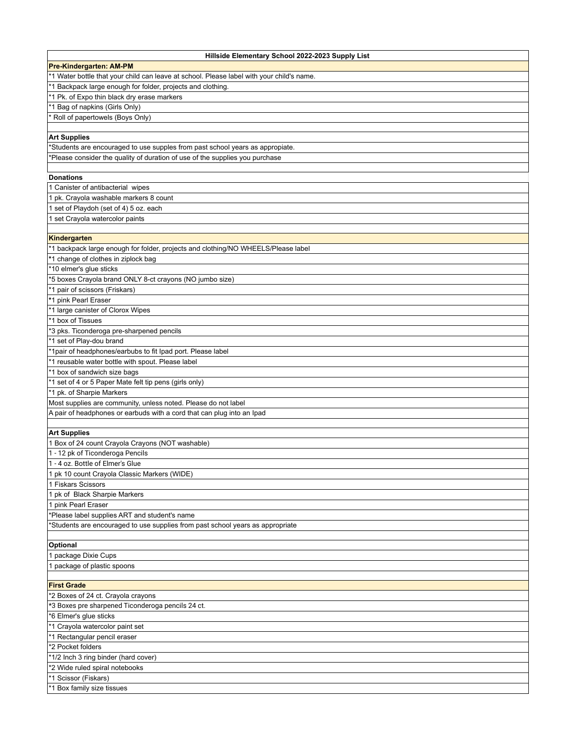# Hillside Elementary School 2022-2023 Supply List

## Pre-Kindergarten: AM-PM

*1 Water bottle that your child can leave at school. Please label with your child's name.
*1 Backpack large enough for folder, projects and clothing.
*1 Pk. of Expo thin black dry erase markers
*1 Bag of napkins (Girls Only)
* Roll of papertowels (Boys Only)

### Art Supplies

*Students are encouraged to use supples from past school years as appropiate.
*Please consider the quality of duration of use of the supplies you purchase

### Donations

1 Canister of antibacterial wipes
1 pk. Crayola washable markers 8 count
1 set of Playdoh (set of 4) 5 oz. each
1 set Crayola watercolor paints

## Kindergarten

*1 backpack large enough for folder, projects and clothing/NO WHEELS/Please label
*1 change of clothes in ziplock bag
*10 elmer's glue sticks
*5 boxes Crayola brand ONLY 8-ct crayons (NO jumbo size)
*1 pair of scissors (Friskars)
*1 pink Pearl Eraser
*1 large canister of Clorox Wipes
*1 box of Tissues
*3 pks. Ticonderoga pre-sharpened pencils
*1 set of Play-dou brand
*1pair of headphones/earbubs to fit Ipad port. Please label
*1 reusable water bottle with spout. Please label
*1 box of sandwich size bags
*1 set of 4 or 5 Paper Mate felt tip pens (girls only)
*1 pk. of Sharpie Markers
Most supplies are community, unless noted. Please do not label
A pair of headphones or earbuds with a cord that can plug into an Ipad

### Art Supplies

1 Box of 24 count Crayola Crayons (NOT washable)
1 - 12 pk of Ticonderoga Pencils
1 - 4 oz. Bottle of Elmer's Glue
1 pk 10 count Crayola Classic Markers (WIDE)
1 Fiskars Scissors
1 pk of Black Sharpie Markers
1 pink Pearl Eraser
*Please label supplies ART and student's name
*Students are encouraged to use supplies from past school years as appropriate

### Optional

1 package Dixie Cups
1 package of plastic spoons

## First Grade

*2 Boxes of 24 ct. Crayola crayons
*3 Boxes pre sharpened Ticonderoga pencils 24 ct.
*6 Elmer's glue sticks
*1 Crayola watercolor paint set
*1 Rectangular pencil eraser
*2 Pocket folders
*1/2 Inch 3 ring binder (hard cover)
*2 Wide ruled spiral notebooks
*1 Scissor (Fiskars)
*1 Box family size tissues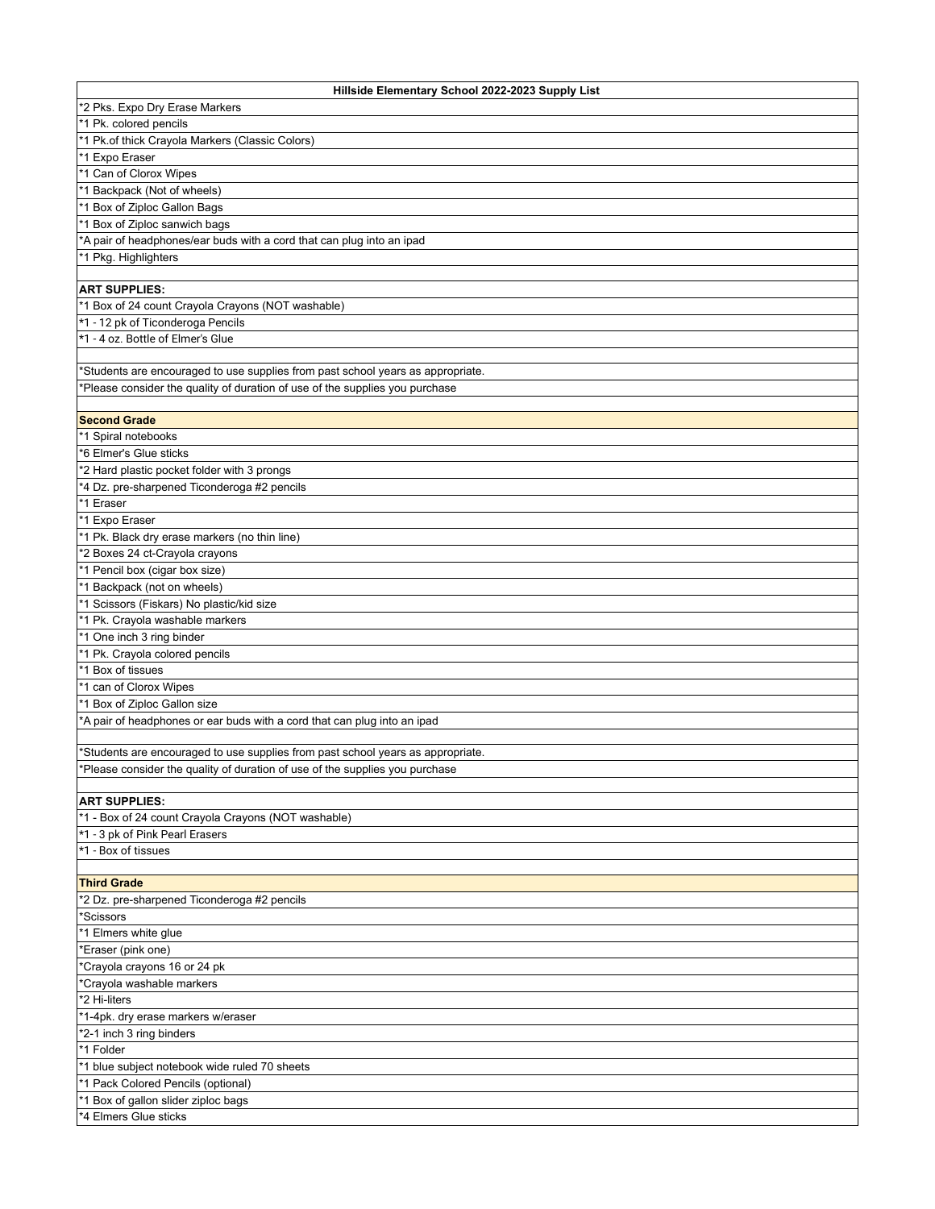| Hillside Elementary School 2022-2023 Supply List |
|---|
| *2 Pks. Expo Dry Erase Markers |
| *1 Pk. colored pencils |
| *1 Pk.of thick Crayola Markers (Classic Colors) |
| *1 Expo Eraser |
| *1 Can of Clorox Wipes |
| *1 Backpack (Not of wheels) |
| *1 Box of Ziploc Gallon Bags |
| *1 Box of Ziploc sanwich bags |
| *A pair of headphones/ear buds with a cord that can plug into an ipad |
| *1 Pkg. Highlighters |
| |
| **ART SUPPLIES:** |
| *1 Box of 24 count Crayola Crayons (NOT washable) |
| *1 - 12 pk of Ticonderoga Pencils |
| *1 - 4 oz. Bottle of Elmer's Glue |
| |
| *Students are encouraged to use supplies from past school years as appropriate. |
| *Please consider the quality of duration of use of the supplies you purchase |
| |
| **Second Grade** |
| *1 Spiral notebooks |
| *6 Elmer's Glue sticks |
| *2 Hard plastic pocket folder with 3 prongs |
| *4 Dz. pre-sharpened Ticonderoga #2 pencils |
| *1 Eraser |
| *1 Expo Eraser |
| *1 Pk. Black dry erase markers (no thin line) |
| *2 Boxes 24 ct-Crayola crayons |
| *1 Pencil box (cigar box size) |
| *1 Backpack (not on wheels) |
| *1 Scissors (Fiskars) No plastic/kid size |
| *1 Pk. Crayola washable markers |
| *1 One inch 3 ring binder |
| *1 Pk. Crayola colored pencils |
| *1 Box of tissues |
| *1 can of Clorox Wipes |
| *1 Box of Ziploc Gallon size |
| *A pair of headphones or ear buds with a cord that can plug into an ipad |
| |
| *Students are encouraged to use supplies from past school years as appropriate. |
| *Please consider the quality of duration of use of the supplies you purchase |
| |
| **ART SUPPLIES:** |
| *1 - Box of 24 count Crayola Crayons (NOT washable) |
| *1 - 3 pk of Pink Pearl Erasers |
| *1 - Box of tissues |
| |
| **Third Grade** |
| *2 Dz. pre-sharpened Ticonderoga #2 pencils |
| *Scissors |
| *1 Elmers white glue |
| *Eraser (pink one) |
| *Crayola crayons 16 or 24 pk |
| *Crayola washable markers |
| *2 Hi-liters |
| *1-4pk. dry erase markers w/eraser |
| *2-1 inch 3 ring binders |
| *1 Folder |
| *1 blue subject notebook wide ruled 70 sheets |
| *1 Pack Colored Pencils (optional) |
| *1 Box of gallon slider ziploc bags |
| *4 Elmers Glue sticks |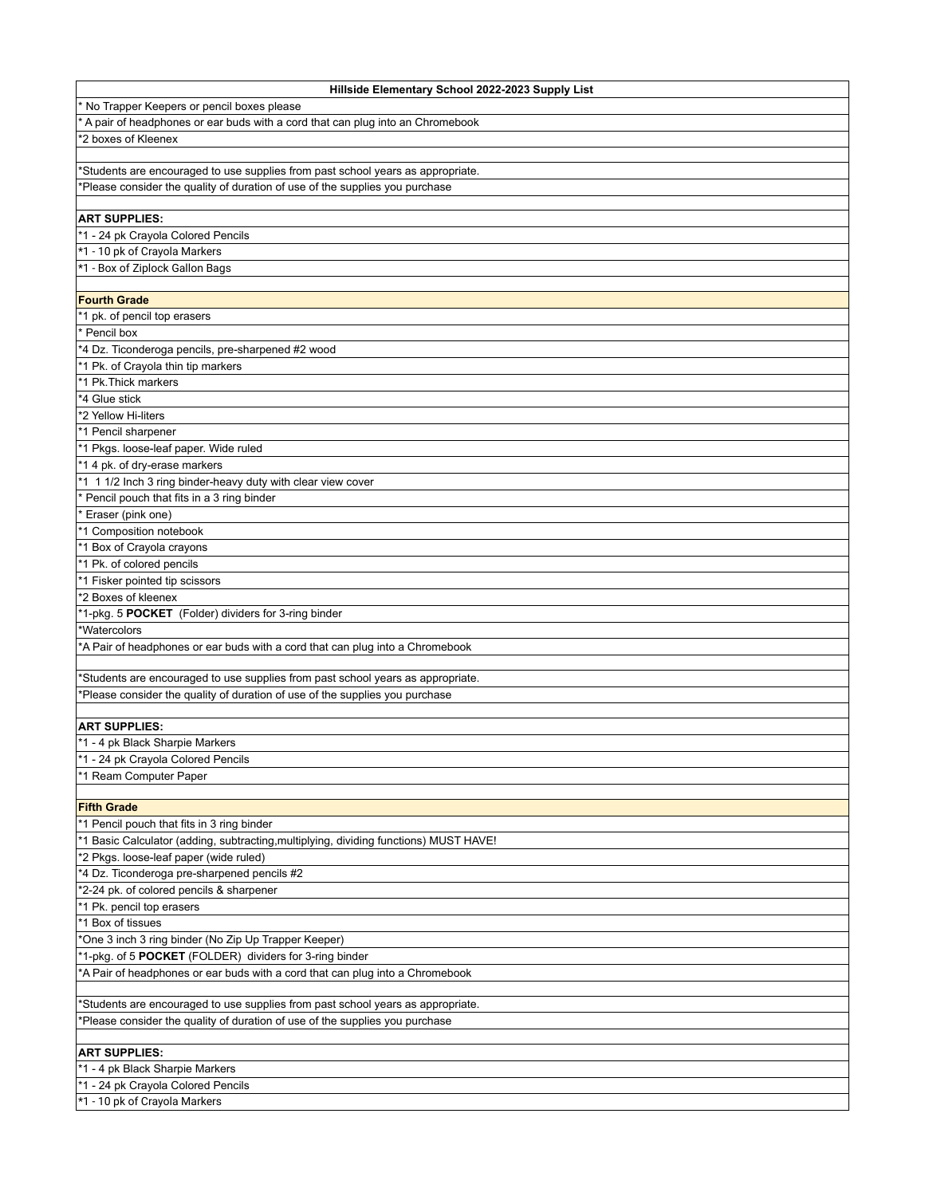| Hillside Elementary School 2022-2023 Supply List |
|---|
| * No Trapper Keepers or pencil boxes please |
| * A pair of headphones or ear buds with a cord that can plug into an Chromebook |
| *2 boxes of Kleenex |
| |
| *Students are encouraged to use supplies from past school years as appropriate. |
| *Please consider the quality of duration of use of the supplies you purchase |
| |
| **ART SUPPLIES:** |
| *1 - 24 pk Crayola Colored Pencils |
| *1 - 10 pk of Crayola Markers |
| *1 - Box of Ziplock Gallon Bags |
| |
| **Fourth Grade** |
| *1 pk. of pencil top erasers |
| * Pencil box |
| *4 Dz. Ticonderoga pencils, pre-sharpened #2 wood |
| *1 Pk. of Crayola thin tip markers |
| *1 Pk.Thick markers |
| *4 Glue stick |
| *2 Yellow Hi-liters |
| *1 Pencil sharpener |
| *1 Pkgs. loose-leaf paper. Wide ruled |
| *1 4 pk. of dry-erase markers |
| *1 1 1/2 Inch 3 ring binder-heavy duty with clear view cover |
| * Pencil pouch that fits in a 3 ring binder |
| * Eraser (pink one) |
| *1 Composition notebook |
| *1 Box of Crayola crayons |
| *1 Pk. of colored pencils |
| *1 Fisker pointed tip scissors |
| *2 Boxes of kleenex |
| *1-pkg. 5 **POCKET** (Folder) dividers for 3-ring binder |
| *Watercolors |
| *A Pair of headphones or ear buds with a cord that can plug into a Chromebook |
| |
| *Students are encouraged to use supplies from past school years as appropriate. |
| *Please consider the quality of duration of use of the supplies you purchase |
| |
| **ART SUPPLIES:** |
| *1 - 4 pk Black Sharpie Markers |
| *1 - 24 pk Crayola Colored Pencils |
| *1 Ream Computer Paper |
| |
| **Fifth Grade** |
| *1 Pencil pouch that fits in 3 ring binder |
| *1 Basic Calculator (adding, subtracting,multiplying, dividing functions) MUST HAVE! |
| *2 Pkgs. loose-leaf paper (wide ruled) |
| *4 Dz. Ticonderoga pre-sharpened pencils #2 |
| *2-24 pk. of colored pencils & sharpener |
| *1 Pk. pencil top erasers |
| *1 Box of tissues |
| *One 3 inch 3 ring binder (No Zip Up Trapper Keeper) |
| *1-pkg. of 5 **POCKET** (FOLDER) dividers for 3-ring binder |
| *A Pair of headphones or ear buds with a cord that can plug into a Chromebook |
| |
| *Students are encouraged to use supplies from past school years as appropriate. |
| *Please consider the quality of duration of use of the supplies you purchase |
| |
| **ART SUPPLIES:** |
| *1 - 4 pk Black Sharpie Markers |
| *1 - 24 pk Crayola Colored Pencils |
| *1 - 10 pk of Crayola Markers |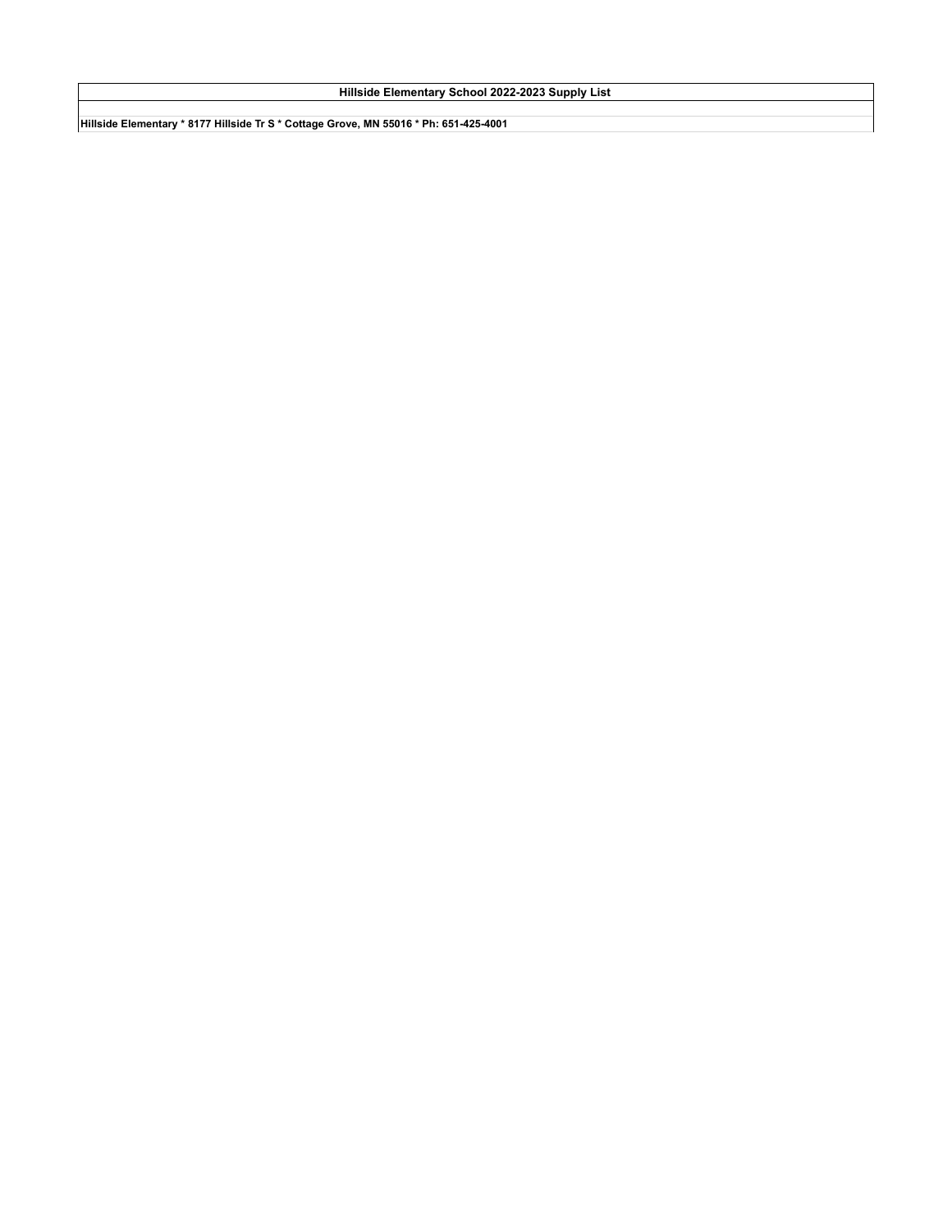| Hillside Elementary School 2022-2023 Supply List |
|---|
| |
| **Hillside Elementary * 8177 Hillside Tr S * Cottage Grove, MN 55016 * Ph: 651-425-4001** |